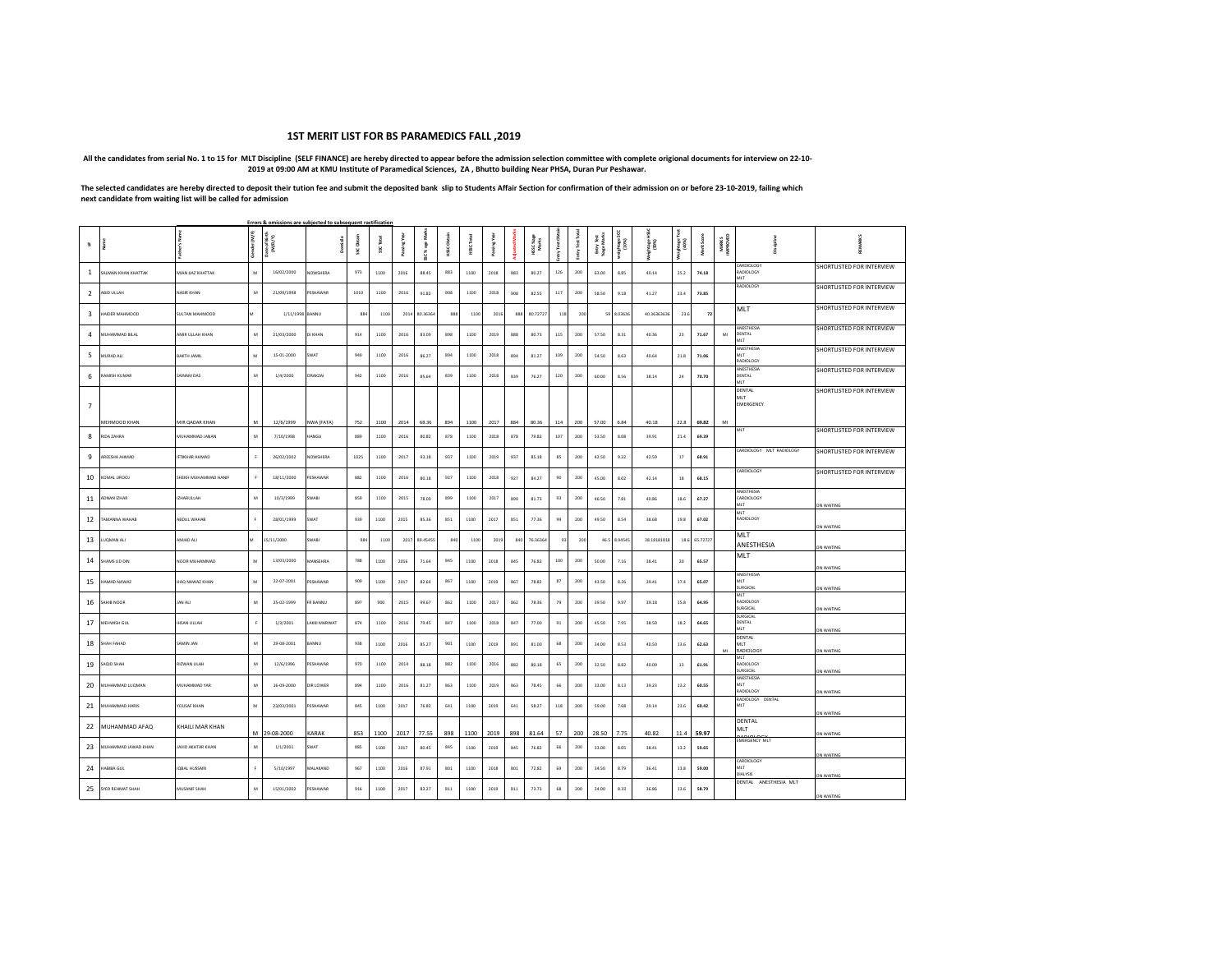# 1ST MERIT LIST FOR BS PARAMEDICS FALL ,2019

**All the candidates from serial No. 1 to 15 for MLT Discipline (SELF FINANCE) are hereby directed to appear before the admission selection committee with complete origional documents for interview on 22-10-2019 at 09:00 AM at KMU Institute of Paramedical Sciences, ZA , Bhutto building Near PHSA, Duran Pur Peshawar.**

**The selected candidates are hereby directed to deposit their tution fee and submit the deposited bank slip to Students Affair Section for confirmation of their admission on or before 23-10-2019, failing which next candidate from waiting list will be called for admission**

**Errors & omissions are subjected to subsequent rectification**

| S# | Name | Father's Name | Gender (M/F) | Date of Birth (M/D/Y) | Domicile | SSC Obtain | SSC Total | Passing Year | SSC % age Marks | HSSC Obtain | HSSC Total | Passing Year | Adjusted Marks | HSSC %age Marks | Entry Test Obtain | Entry Test Total | Entry Test %age Marks | weightage SSC (10%) | Weightage HSSC (50%) | Weightage Test (40%) | Merit Score | MARKS IMPROVED | Discipline | REMARKS |
|---|---|---|---|---|---|---|---|---|---|---|---|---|---|---|---|---|---|---|---|---|---|---|---|---|
| 1 | SALMAN KHAN KHATTAK | MIAN BAZ KHATTAK | M | 16/02/2000 | NOWSHERA | 973 | 1100 | 2016 | 88.45 | 883 | 1100 | 2018 | 883 | 80.27 | 126 | 200 | 63.00 | 8.85 | 40.14 | 25.2 | 74.18 | | CARDIOLOGY RADIOLOGY MLT | SHORTLISTED FOR INTERVIEW |
| 2 | ABID ULLAH | NASIR KHAN | M | 21/09/1998 | PESHAWAR | 1010 | 1100 | 2016 | 91.82 | 908 | 1100 | 2018 | 908 | 82.55 | 117 | 200 | 58.50 | 9.18 | 41.27 | 23.4 | 73.85 | | RADIOLOGY | SHORTLISTED FOR INTERVIEW |
| 3 | HAIDER MAHMOOD | SULTAN MAHMOOD | M | 1/11/1998 | BANNU | 884 | 1100 | 2014 | 80.36364 | 888 | 1100 | 2016 | 888 | 80.72727 | 118 | 200 | 59 | 8.03636 | 40.3636364 | 23.6 | 72 | | MLT | SHORTLISTED FOR INTERVIEW |
| 4 | MUHAMMAD BILAL | AMIR ULLAH KHAN | M | 21/03/2000 | DI KHAN | 914 | 1100 | 2016 | 83.09 | 898 | 1100 | 2019 | 888 | 80.73 | 115 | 200 | 57.50 | 8.31 | 40.36 | 23 | 71.67 | MI | ANESTHESIA DENTAL MLT | SHORTLISTED FOR INTERVIEW |
| 5 | MURAD ALI | BAKTH JAMIL | M | 15-01-2000 | SWAT | 949 | 1100 | 2016 | 86.27 | 894 | 1100 | 2018 | 894 | 81.27 | 109 | 200 | 54.50 | 8.63 | 40.64 | 21.8 | 71.06 | | ANESTHESIA MLT RADIOLOGY | SHORTLISTED FOR INTERVIEW |
| 6 | RAMISH KUMAR | SAJNAM DAS | M | 1/4/2000 | ORAKZAI | 942 | 1100 | 2016 | 85.64 | 839 | 1100 | 2018 | 839 | 76.27 | 120 | 200 | 60.00 | 8.56 | 38.14 | 24 | 70.70 | | ANESTHESIA DENTAL MLT | SHORTLISTED FOR INTERVIEW |
| 7 | MEHMOOD KHAN | MIR QADAR KHAN | M | 12/6/1999 | NWA (FATA) | 752 | 1100 | 2014 | 68.36 | 894 | 1100 | 2017 | 884 | 80.36 | 114 | 200 | 57.00 | 6.84 | 40.18 | 22.8 | 69.82 | MI | DENTAL MLT EMERGENCY | SHORTLISTED FOR INTERVIEW |
| 8 | RIDA ZAHRA | MUHAMMAD JANAN | M | 7/10/1998 | HANGU | 889 | 1100 | 2016 | 80.82 | 878 | 1100 | 2018 | 878 | 79.82 | 107 | 200 | 53.50 | 8.08 | 39.91 | 21.4 | 69.39 | | MLT | SHORTLISTED FOR INTERVIEW |
| 9 | AREESHA AHMAD | IFTIKHAR AHMAD | F | 26/02/2002 | NOWSHERA | 1025 | 1100 | 2017 | 93.18 | 937 | 1100 | 2019 | 937 | 85.18 | 85 | 200 | 42.50 | 9.32 | 42.59 | 17 | 68.91 | | CARDIOLOGY MLT RADIOLOGY | SHORTLISTED FOR INTERVIEW |
| 10 | KOMAL UROOJ | SHEIKH MUHAMMAD HANIF | F | 18/11/2000 | PESHAWAR | 882 | 1100 | 2016 | 80.18 | 927 | 1100 | 2018 | 927 | 84.27 | 90 | 200 | 45.00 | 8.02 | 42.14 | 18 | 68.15 | | CARDIOLOGY | SHORTLISTED FOR INTERVIEW |
| 11 | ADNAN IZHAR | IZHARULLAH | M | 10/3/1999 | SWABI | 859 | 1100 | 2015 | 78.09 | 899 | 1100 | 2017 | 899 | 81.73 | 93 | 200 | 46.50 | 7.81 | 40.86 | 18.6 | 67.27 | | ANESTHESIA CARDIOLOGY MLT | ON WAITING |
| 12 | TAMANNA WAHAB | ABDUL WAHAB | F | 28/01/1999 | SWAT | 939 | 1100 | 2015 | 85.36 | 851 | 1100 | 2017 | 851 | 77.36 | 99 | 200 | 49.50 | 8.54 | 38.68 | 19.8 | 67.02 | | MLT RADIOLOGY | ON WAITING |
| 13 | LUQMAN ALI | AMJAD ALI | M | 15/11/2000 | SWABI | 984 | 1100 | 2017 | 89.45455 | 840 | 1100 | 2019 | 840 | 76.36364 | 93 | 200 | 46.5 | 8.94545 | 38.1818182 | 18.6 | 65.72727 | | MLT ANESTHESIA | ON WAITING |
| 14 | SHAMS UD DIN | NOOR MUHAMMAD | M | 13/03/2000 | MANSEHRA | 788 | 1100 | 2016 | 71.64 | 845 | 1100 | 2018 | 845 | 76.82 | 100 | 200 | 50.00 | 7.16 | 38.41 | 20 | 65.57 | | MLT | ON WAITING |
| 15 | HAMAD NAWAZ | HAQ NAWAZ KHAN | M | 22-07-2001 | PESHAWAR | 909 | 1100 | 2017 | 82.64 | 867 | 1100 | 2019 | 867 | 78.82 | 87 | 200 | 43.50 | 8.26 | 39.41 | 17.4 | 65.07 | | ANESTHESIA MLT SURGICAL | ON WAITING |
| 16 | SAHIB NOOR | JAN ALI | M | 25-02-1999 | FR BANNU | 897 | 900 | 2015 | 99.67 | 862 | 1100 | 2017 | 862 | 78.36 | 79 | 200 | 39.50 | 9.97 | 39.18 | 15.8 | 64.95 | | MLT RADIOLOGY SURGICAL | ON WAITING |
| 17 | MEHWISH GUL | IHSAN ULLAH | F | 1/3/2001 | LAKKI MARWAT | 874 | 1100 | 2016 | 79.45 | 847 | 1100 | 2018 | 847 | 77.00 | 91 | 200 | 45.50 | 7.95 | 38.50 | 18.2 | 64.65 | | SURGICAL DENTAL MLT | ON WAITING |
| 18 | SHAH FAHAD | SAMIN JAN | M | 29-08-2001 | BANNU | 938 | 1100 | 2016 | 85.27 | 901 | 1100 | 2018 | 891 | 81.00 | 68 | 200 | 34.00 | 8.53 | 40.50 | 13.6 | 62.63 | MI | DENTAL MLT RADIOLOGY | ON WAITING |
| 19 | SAJID SHAH | RIZWAN ULAH | M | 12/6/1996 | PESHAWAR | 970 | 1100 | 2014 | 88.18 | 882 | 1100 | 2016 | 882 | 80.18 | 65 | 200 | 32.50 | 8.82 | 40.09 | 13 | 61.91 | | MLT RADIOLOGY SURGICAL | ON WAITING |
| 20 | MUHAMMAD LUQMAN | MUHAMMAD YAR | M | 16-09-2000 | DIR LOWER | 894 | 1100 | 2016 | 81.27 | 863 | 1100 | 2019 | 863 | 78.45 | 66 | 200 | 33.00 | 8.13 | 39.23 | 13.2 | 60.55 | | ANESTHESIA MLT RADIOLOGY | ON WAITING |
| 21 | MUHAMMAD HARIS | YOUSAF KHAN | M | 23/03/2001 | PESHAWAR | 845 | 1100 | 2017 | 76.82 | 641 | 1100 | 2019 | 641 | 58.27 | 118 | 200 | 59.00 | 7.68 | 29.14 | 23.6 | 60.42 | | RADIOLOGY DENTAL MLT | ON WAITING |
| 22 | MUHAMMAD AFAQ | KHAILI MAR KHAN | M | 29-08-2000 | KARAK | 853 | 1100 | 2017 | 77.55 | 898 | 1100 | 2019 | 898 | 81.64 | 57 | 200 | 28.50 | 7.75 | 40.82 | 11.4 | 59.97 | | DENTAL MLT RADIOLOGY | ON WAITING |
| 23 | MUHAMMAD JAWAD KHAN | JAVID AKHTAR KHAN | M | 1/1/2001 | SWAT | 885 | 1100 | 2017 | 80.45 | 845 | 1100 | 2019 | 845 | 76.82 | 66 | 200 | 33.00 | 8.05 | 38.41 | 13.2 | 59.65 | | EMERGENCY MLT | ON WAITING |
| 24 | HABIBA GUL | IQBAL HUSSAIN | F | 5/10/1997 | MALAKAND | 967 | 1100 | 2016 | 87.91 | 801 | 1100 | 2018 | 801 | 72.82 | 69 | 200 | 34.50 | 8.79 | 36.41 | 13.8 | 59.00 | | CARDIOLOGY MLT DIALYSIS | ON WAITING |
| 25 | SYED REHMAT SHAH | MUSANIF SHAH | M | 15/01/2002 | PESHAWAR | 916 | 1100 | 2017 | 83.27 | 811 | 1100 | 2019 | 811 | 73.73 | 68 | 200 | 34.00 | 8.33 | 36.86 | 13.6 | 58.79 | | DENTAL ANESTHESIA MLT | ON WAITING |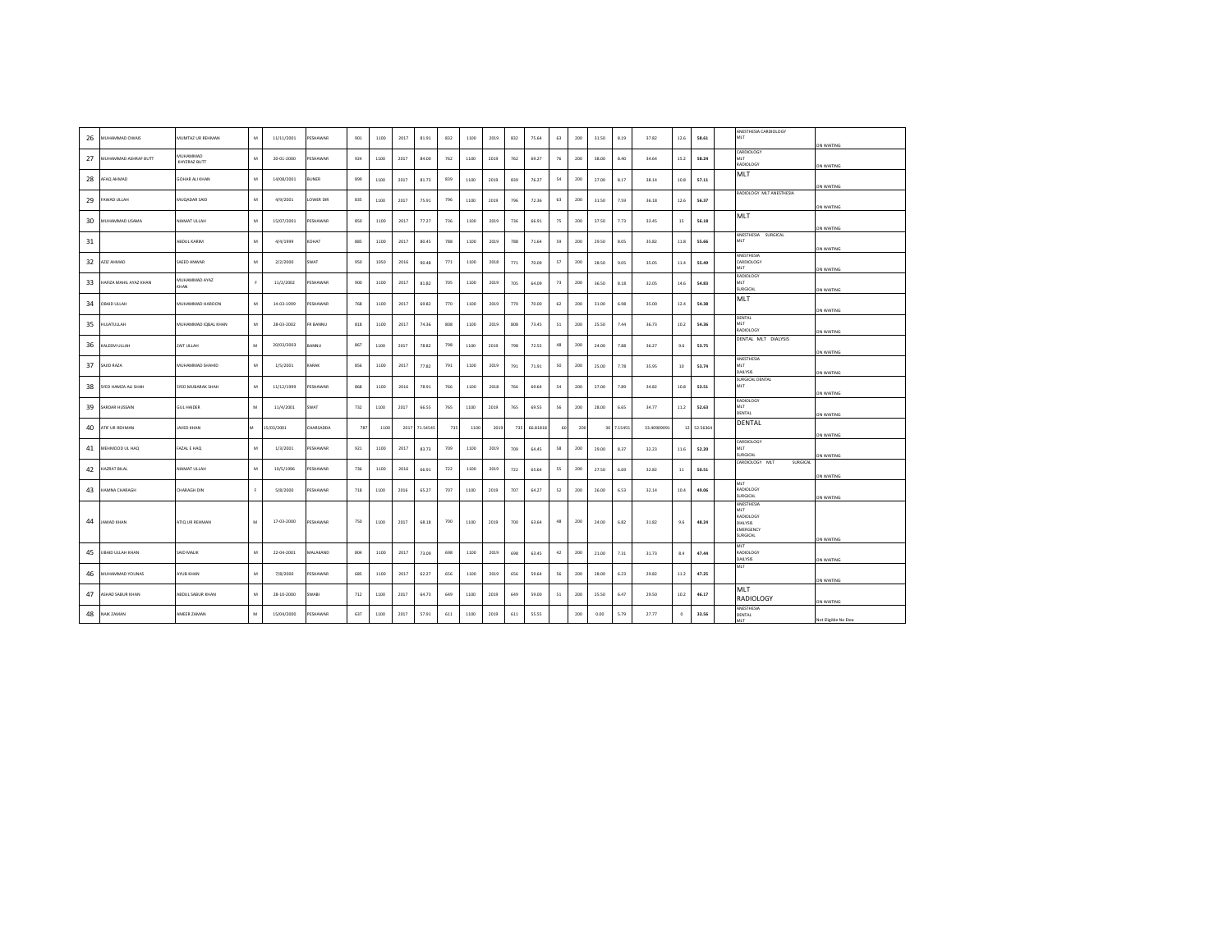| | | | | | | | | | | | | | | | | | | | | | | | | |
|---|---|---|---|---|---|---|---|---|---|---|---|---|---|---|---|---|---|---|---|---|---|---|---|---|
| 26 | MUHAMMAD OWAIS | MUMTAZ UR REHMAN | M | 11/11/2001 | PESHAWAR | 901 | 1100 | 2017 | 81.91 | 832 | 1100 | 2019 | 832 | 75.64 | 63 | 200 | 31.50 | 8.19 | 37.82 | 12.6 | 58.61 | | ANESTHESIA CARDIOLOGY MLT | ON WAITING |
| 27 | MUHAMMAD ASHRAF BUTT | MUHAMMAD KHYZRAZ BUTT | M | 20-01-2000 | PESHAWAR | 924 | 1100 | 2017 | 84.00 | 762 | 1100 | 2019 | 762 | 69.27 | 76 | 200 | 38.00 | 8.40 | 34.64 | 15.2 | 58.24 | | CARDIOLOGY MLT RADIOLOGY | ON WAITING |
| 28 | AFAQ AHMAD | GOHAR ALI KHAN | M | 14/08/2001 | BUNER | 899 | 1100 | 2017 | 81.73 | 839 | 1100 | 2019 | 839 | 76.27 | 54 | 200 | 27.00 | 8.17 | 38.14 | 10.8 | 57.11 | | MLT | |
| 29 | FAWAD ULLAH | MUQADAR SAID | M | 4/9/2001 | LOWER DIR | 835 | 1100 | 2017 | 75.91 | 796 | 1100 | 2019 | 796 | 72.36 | 63 | 200 | 31.50 | 7.59 | 36.18 | 12.6 | 56.37 | | RADIOLOGY MLT ANESTHESIA | ON WAITING |
| 30 | MUHAMMAD USAMA | NAMAT ULLAH | M | 15/07/2001 | PESHAWAR | 850 | 1100 | 2017 | 77.27 | 736 | 1100 | 2019 | 736 | 66.91 | 75 | 200 | 37.50 | 7.73 | 33.45 | 15 | 56.18 | | MLT | ON WAITING |
| 31 | | ABDUL KARIM | M | 4/4/1999 | KOHAT | 885 | 1100 | 2017 | 80.45 | 788 | 1100 | 2019 | 788 | 71.64 | 59 | 200 | 29.50 | 8.05 | 35.82 | 11.8 | 55.66 | | ANESTHESIA SURGICAL MLT | ON WAITING |
| 32 | AZIZ AHMAD | SAEED ANWAR | M | 2/2/2000 | SWAT | 950 | 1050 | 2016 | 90.48 | 771 | 1100 | 2018 | 771 | 70.09 | 57 | 200 | 28.50 | 9.05 | 35.05 | 11.4 | 55.49 | | ANESTHESIA CARDIOLOGY MLT | ON WAITING |
| 33 | HAFIZA MAHIL AYAZ KHAN | MUHAMMAD AYAZ KHAN | F | 11/2/2002 | PESHAWAR | 900 | 1100 | 2017 | 81.82 | 705 | 1100 | 2019 | 705 | 64.09 | 73 | 200 | 36.50 | 8.18 | 32.05 | 14.6 | 54.83 | | RADIOLOGY MLT SURGICAL | ON WAITING |
| 34 | OBAID ULLAH | MUHAMMAD HAROON | M | 14-03-1999 | PESHAWAR | 768 | 1100 | 2017 | 69.82 | 770 | 1100 | 2019 | 770 | 70.00 | 62 | 200 | 31.00 | 6.98 | 35.00 | 12.4 | 54.38 | | MLT | ON WAITING |
| 35 | HUJATULLAH | MUHAMMAD IQBAL KHAN | M | 28-03-2002 | FR BANNU | 818 | 1100 | 2017 | 74.36 | 808 | 1100 | 2019 | 808 | 73.45 | 51 | 200 | 25.50 | 7.44 | 36.73 | 10.2 | 54.36 | | DENTAL MLT RADIOLOGY | ON WAITING |
| 36 | KALEEM ULLAH | ZAIT ULLAH | M | 20/03/2003 | BANNU | 867 | 1100 | 2017 | 78.82 | 798 | 1100 | 2019 | 798 | 72.55 | 48 | 200 | 24.00 | 7.89 | 36.27 | 9.6 | 53.75 | | DENTAL MLT DIALYSIS | ON WAITING |
| 37 | SAJID RAZA | MUHAMMAD SHAHID | M | 1/5/2001 | KARAK | 856 | 1100 | 2017 | 77.82 | 791 | 1100 | 2019 | 791 | 71.91 | 50 | 200 | 25.00 | 7.78 | 35.95 | 10 | 53.74 | | ANESTHESIA MLT DAILYSIS | ON WAITING |
| 38 | SYED HAMZA ALI SHAH | SYED MUBARAK SHAH | M | 11/12/1999 | PESHAWAR | 868 | 1100 | 2016 | 78.91 | 766 | 1100 | 2018 | 766 | 69.64 | 54 | 200 | 27.00 | 7.89 | 34.82 | 10.8 | 53.51 | | SURGICAL DENTAL MLT | ON WAITING |
| 39 | SARDAR HUSSAIN | GUL HAIDER | M | 11/4/2001 | SWAT | 732 | 1100 | 2017 | 66.55 | 765 | 1100 | 2019 | 765 | 69.55 | 56 | 200 | 28.00 | 6.65 | 34.77 | 11.2 | 52.63 | | RADIOLOGY MLT DENTAL | ON WAITING |
| 40 | ATIF UR REHMAN | JAVED KHAN | M | 15/03/2001 | CHARSADDA | 787 | 1100 | 2017 | 71.54545 | 735 | 1100 | 2019 | 735 | 66.81818 | 60 | 200 | 30 | 7.15455 | 33.40909091 | 12 | 52.56364 | | DENTAL | ON WAITING |
| 41 | MEHMOOD UL HAQ | FAZAL E HAQ | M | 1/3/2001 | PESHAWAR | 921 | 1100 | 2017 | 83.73 | 709 | 1100 | 2019 | 709 | 64.45 | 58 | 200 | 29.00 | 8.37 | 32.23 | 11.6 | 52.20 | | CARDIOLOGY MLT SURGICAL | ON WAITING |
| 42 | HAZRAT BILAL | NIAMAT ULLAH | M | 10/5/1996 | PESHAWAR | 736 | 1100 | 2016 | 66.91 | 722 | 1100 | 2019 | 722 | 65.64 | 55 | 200 | 27.50 | 6.69 | 32.82 | 11 | 50.51 | | CARDIOLOGY MLT SURGICAL | ON WAITING |
| 43 | HAMNA CHARAGH | CHARAGH DIN | F | 5/8/2000 | PESHAWAR | 718 | 1100 | 2016 | 65.27 | 707 | 1100 | 2019 | 707 | 64.27 | 52 | 200 | 26.00 | 6.53 | 32.14 | 10.4 | 49.06 | | MLT RADIOLOGY SURGICAL | ON WAITING |
| 44 | JAWAD KHAN | ATIQ UR REHMAN | M | 17-03-2000 | PESHAWAR | 750 | 1100 | 2017 | 68.18 | 700 | 1100 | 2019 | 700 | 63.64 | 48 | 200 | 24.00 | 6.82 | 31.82 | 9.6 | 48.24 | | ANESTHESIA MLT RADIOLOGY DIALYSIS EMERGENCY SURGICAL | ON WAITING |
| 45 | UBAID ULLAH KHAN | SAID MALIK | M | 22-04-2001 | MALAKAND | 804 | 1100 | 2017 | 73.09 | 698 | 1100 | 2019 | 698 | 63.45 | 42 | 200 | 21.00 | 7.31 | 31.73 | 8.4 | 47.44 | | MLT RADIOLOGY DAILYSIS | ON WAITING |
| 46 | MUHAMMAD YOUNAS | AYUB KHAN | M | 7/8/2000 | PESHAWAR | 685 | 1100 | 2017 | 62.27 | 656 | 1100 | 2019 | 656 | 59.64 | 56 | 200 | 28.00 | 6.23 | 29.82 | 11.2 | 47.25 | | MLT | ON WAITING |
| 47 | ASHAD SABUR KHAN | ABDUL SABUR KHAN | M | 28-10-2000 | SWABI | 712 | 1100 | 2017 | 64.73 | 649 | 1100 | 2019 | 649 | 59.00 | 51 | 200 | 25.50 | 6.47 | 29.50 | 10.2 | 46.17 | | MLT RADIOLOGY | ON WAITING |
| 48 | NAIK ZAMAN | AMEER ZAMAN | M | 15/04/2000 | PESHAWAR | 637 | 1100 | 2017 | 57.91 | 611 | 1100 | 2019 | 611 | 55.55 | | 200 | 0.00 | 5.79 | 27.77 | 0 | 33.56 | | ANESTHESIA DENTAL MLT | Not Eligible No Etea |